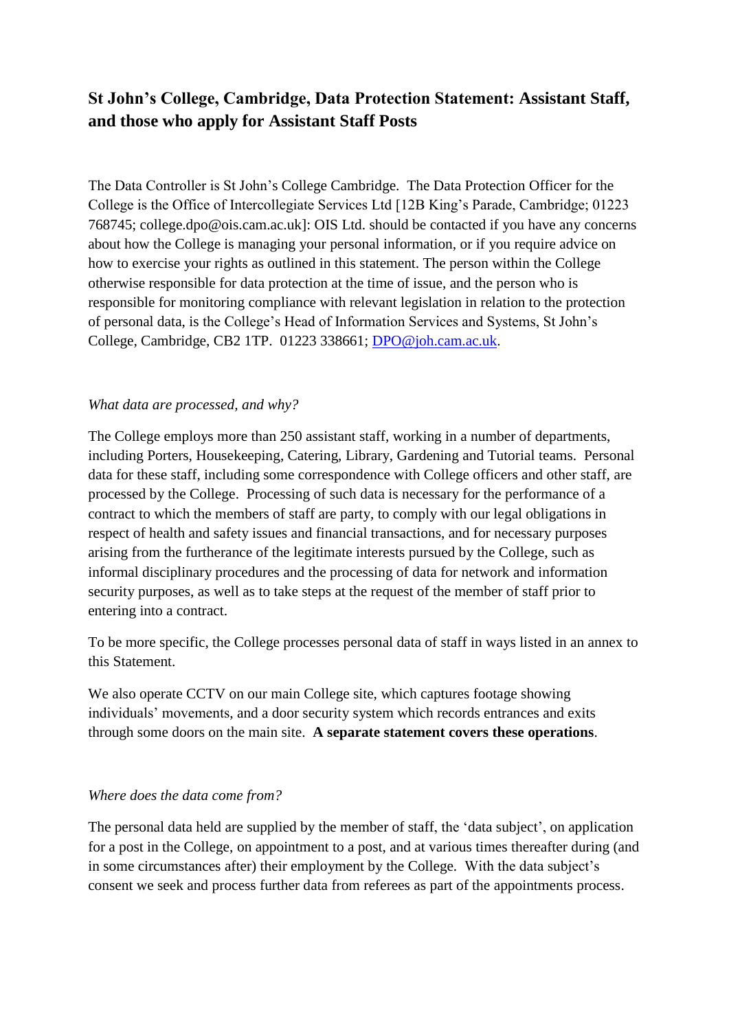# St John's College, Cambridge, Data Protection Statement: Assistant Staff, and those who apply for Assistant Staff Posts

The Data Controller is St John's College Cambridge. The Data Protection Officer for the College is the Office of Intercollegiate Services Ltd [12B King's Parade, Cambridge; 01223 768745; college.dpo@ois.cam.ac.uk]: OIS Ltd. should be contacted if you have any concerns about how the College is managing your personal information, or if you require advice on how to exercise your rights as outlined in this statement. The person within the College otherwise responsible for data protection at the time of issue, and the person who is responsible for monitoring compliance with relevant legislation in relation to the protection of personal data, is the College's Head of Information Services and Systems, St John's College, Cambridge, CB2 1TP. 01223 338661; DPO@joh.cam.ac.uk.

*What data are processed, and why?*

The College employs more than 250 assistant staff, working in a number of departments, including Porters, Housekeeping, Catering, Library, Gardening and Tutorial teams. Personal data for these staff, including some correspondence with College officers and other staff, are processed by the College. Processing of such data is necessary for the performance of a contract to which the members of staff are party, to comply with our legal obligations in respect of health and safety issues and financial transactions, and for necessary purposes arising from the furtherance of the legitimate interests pursued by the College, such as informal disciplinary procedures and the processing of data for network and information security purposes, as well as to take steps at the request of the member of staff prior to entering into a contract.

To be more specific, the College processes personal data of staff in ways listed in an annex to this Statement.

We also operate CCTV on our main College site, which captures footage showing individuals' movements, and a door security system which records entrances and exits through some doors on the main site. **A separate statement covers these operations**.

*Where does the data come from?*

The personal data held are supplied by the member of staff, the 'data subject', on application for a post in the College, on appointment to a post, and at various times thereafter during (and in some circumstances after) their employment by the College. With the data subject's consent we seek and process further data from referees as part of the appointments process.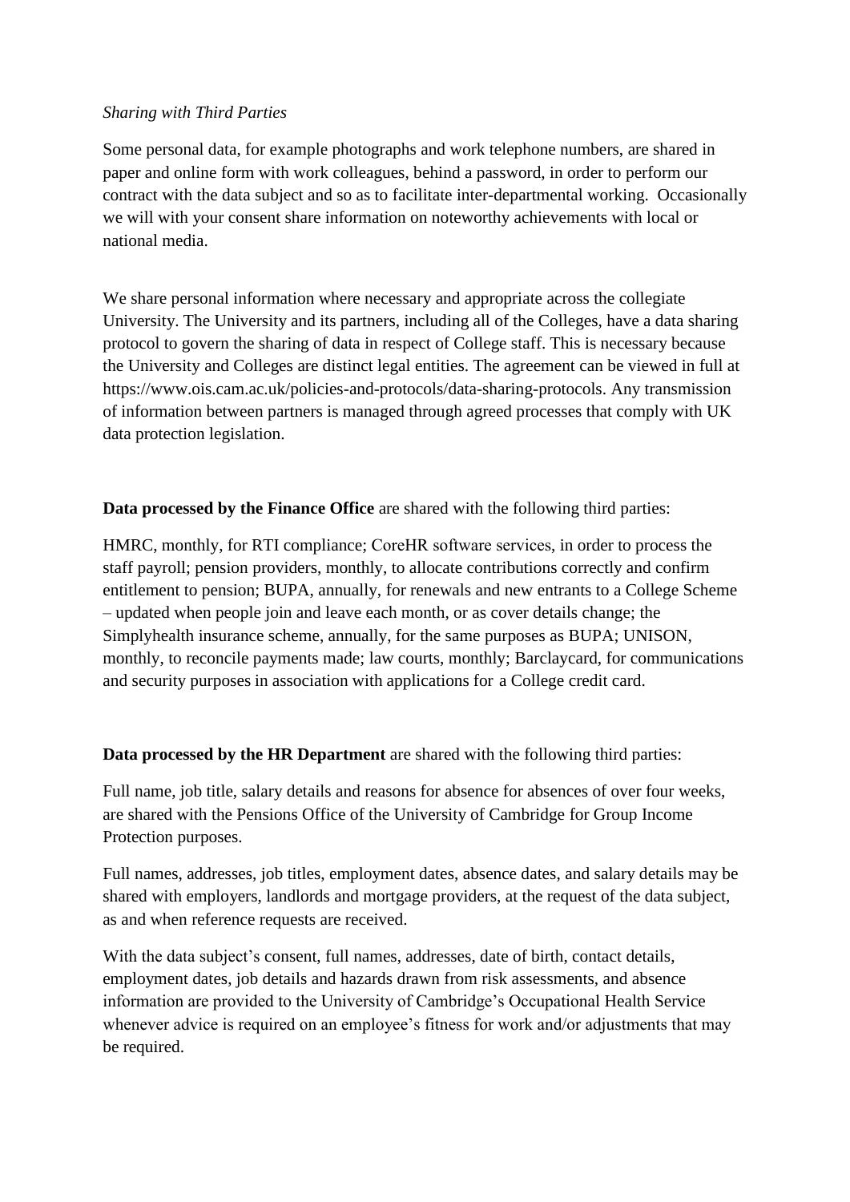*Sharing with Third Parties*

Some personal data, for example photographs and work telephone numbers, are shared in paper and online form with work colleagues, behind a password, in order to perform our contract with the data subject and so as to facilitate inter-departmental working. Occasionally we will with your consent share information on noteworthy achievements with local or national media.

We share personal information where necessary and appropriate across the collegiate University. The University and its partners, including all of the Colleges, have a data sharing protocol to govern the sharing of data in respect of College staff. This is necessary because the University and Colleges are distinct legal entities. The agreement can be viewed in full at https://www.ois.cam.ac.uk/policies-and-protocols/data-sharing-protocols. Any transmission of information between partners is managed through agreed processes that comply with UK data protection legislation.

**Data processed by the Finance Office** are shared with the following third parties:

HMRC, monthly, for RTI compliance; CoreHR software services, in order to process the staff payroll; pension providers, monthly, to allocate contributions correctly and confirm entitlement to pension; BUPA, annually, for renewals and new entrants to a College Scheme – updated when people join and leave each month, or as cover details change; the Simplyhealth insurance scheme, annually, for the same purposes as BUPA; UNISON, monthly, to reconcile payments made; law courts, monthly; Barclaycard, for communications and security purposes in association with applications for a College credit card.

**Data processed by the HR Department** are shared with the following third parties:

Full name, job title, salary details and reasons for absence for absences of over four weeks, are shared with the Pensions Office of the University of Cambridge for Group Income Protection purposes.

Full names, addresses, job titles, employment dates, absence dates, and salary details may be shared with employers, landlords and mortgage providers, at the request of the data subject, as and when reference requests are received.

With the data subject's consent, full names, addresses, date of birth, contact details, employment dates, job details and hazards drawn from risk assessments, and absence information are provided to the University of Cambridge's Occupational Health Service whenever advice is required on an employee's fitness for work and/or adjustments that may be required.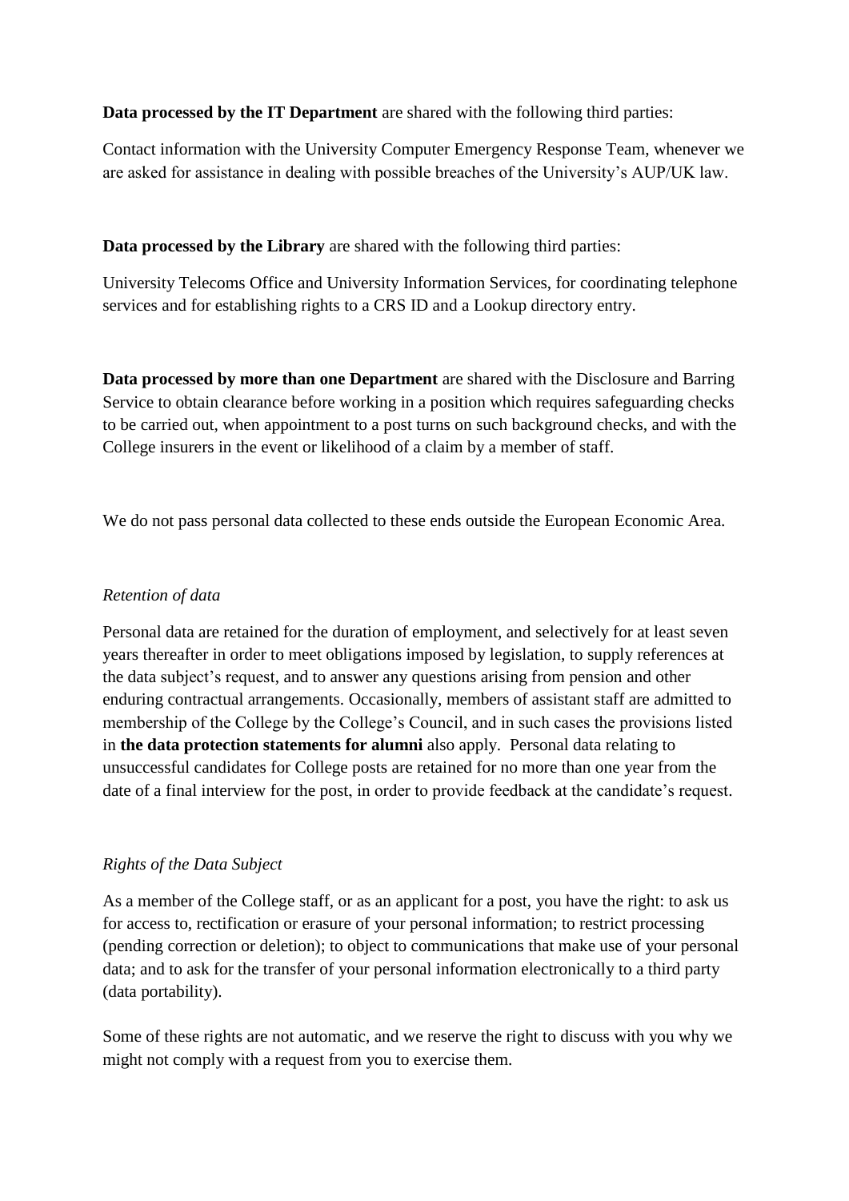**Data processed by the IT Department** are shared with the following third parties:

Contact information with the University Computer Emergency Response Team, whenever we are asked for assistance in dealing with possible breaches of the University's AUP/UK law.

**Data processed by the Library** are shared with the following third parties:

University Telecoms Office and University Information Services, for coordinating telephone services and for establishing rights to a CRS ID and a Lookup directory entry.

**Data processed by more than one Department** are shared with the Disclosure and Barring Service to obtain clearance before working in a position which requires safeguarding checks to be carried out, when appointment to a post turns on such background checks, and with the College insurers in the event or likelihood of a claim by a member of staff.

We do not pass personal data collected to these ends outside the European Economic Area.

*Retention of data*

Personal data are retained for the duration of employment, and selectively for at least seven years thereafter in order to meet obligations imposed by legislation, to supply references at the data subject's request, and to answer any questions arising from pension and other enduring contractual arrangements. Occasionally, members of assistant staff are admitted to membership of the College by the College's Council, and in such cases the provisions listed in **the data protection statements for alumni** also apply. Personal data relating to unsuccessful candidates for College posts are retained for no more than one year from the date of a final interview for the post, in order to provide feedback at the candidate's request.

*Rights of the Data Subject*

As a member of the College staff, or as an applicant for a post, you have the right: to ask us for access to, rectification or erasure of your personal information; to restrict processing (pending correction or deletion); to object to communications that make use of your personal data; and to ask for the transfer of your personal information electronically to a third party (data portability).

Some of these rights are not automatic, and we reserve the right to discuss with you why we might not comply with a request from you to exercise them.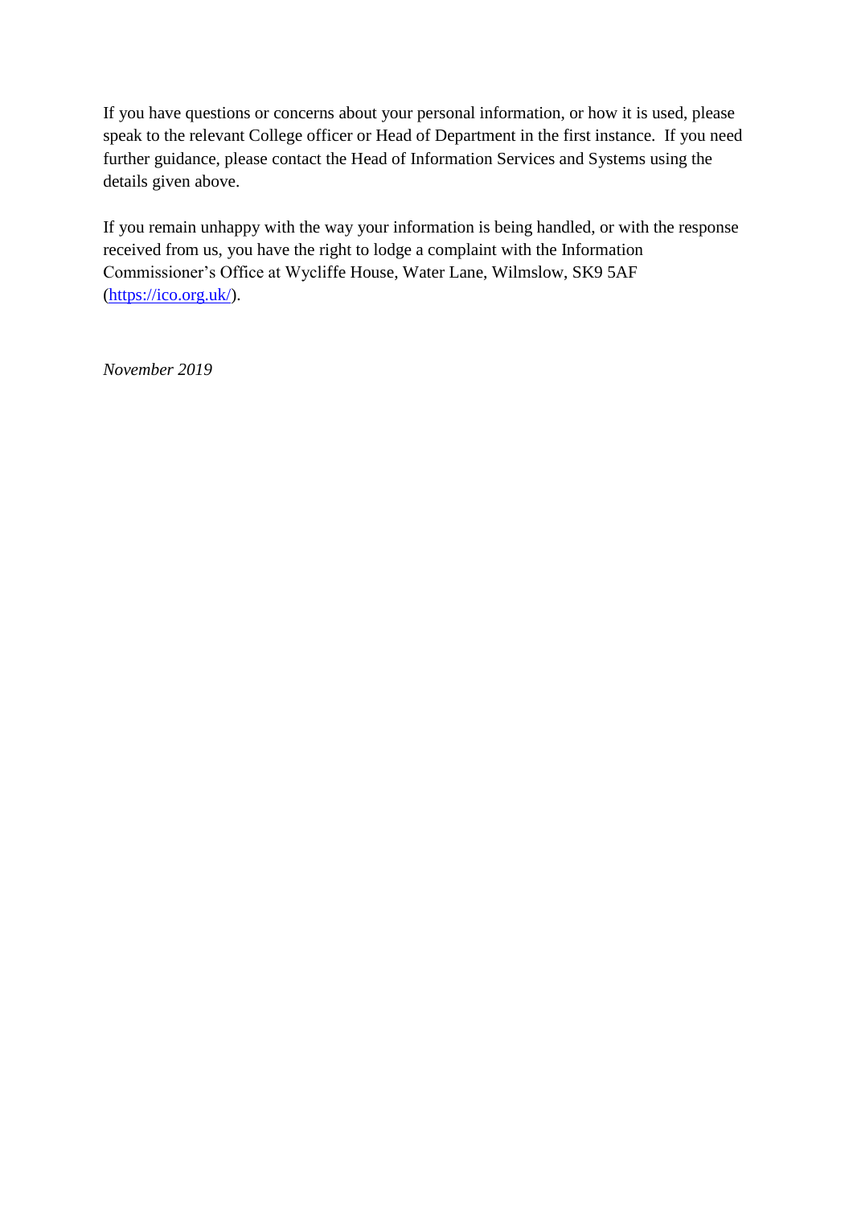If you have questions or concerns about your personal information, or how it is used, please speak to the relevant College officer or Head of Department in the first instance.  If you need further guidance, please contact the Head of Information Services and Systems using the details given above.

If you remain unhappy with the way your information is being handled, or with the response received from us, you have the right to lodge a complaint with the Information Commissioner's Office at Wycliffe House, Water Lane, Wilmslow, SK9 5AF ([https://ico.org.uk/](https://ico.org.uk/)).

*November 2019*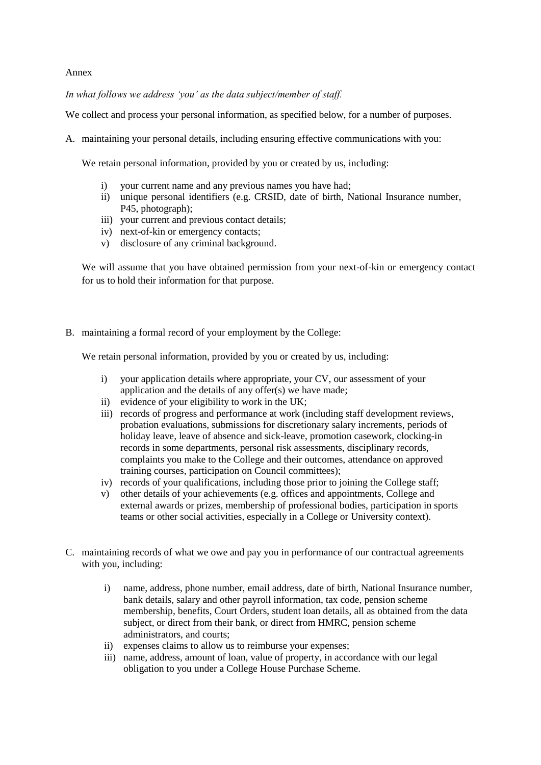Annex

*In what follows we address 'you' as the data subject/member of staff.*

We collect and process your personal information, as specified below, for a number of purposes.

A. maintaining your personal details, including ensuring effective communications with you:

   We retain personal information, provided by you or created by us, including:

   i) your current name and any previous names you have had;
   ii) unique personal identifiers (e.g. CRSID, date of birth, National Insurance number, P45, photograph);
   iii) your current and previous contact details;
   iv) next-of-kin or emergency contacts;
   v) disclosure of any criminal background.

   We will assume that you have obtained permission from your next-of-kin or emergency contact for us to hold their information for that purpose.

B. maintaining a formal record of your employment by the College:

   We retain personal information, provided by you or created by us, including:

   i) your application details where appropriate, your CV, our assessment of your application and the details of any offer(s) we have made;
   ii) evidence of your eligibility to work in the UK;
   iii) records of progress and performance at work (including staff development reviews, probation evaluations, submissions for discretionary salary increments, periods of holiday leave, leave of absence and sick-leave, promotion casework, clocking-in records in some departments, personal risk assessments, disciplinary records, complaints you make to the College and their outcomes, attendance on approved training courses, participation on Council committees);
   iv) records of your qualifications, including those prior to joining the College staff;
   v) other details of your achievements (e.g. offices and appointments, College and external awards or prizes, membership of professional bodies, participation in sports teams or other social activities, especially in a College or University context).

C. maintaining records of what we owe and pay you in performance of our contractual agreements with you, including:

   i) name, address, phone number, email address, date of birth, National Insurance number, bank details, salary and other payroll information, tax code, pension scheme membership, benefits, Court Orders, student loan details, all as obtained from the data subject, or direct from their bank, or direct from HMRC, pension scheme administrators, and courts;
   ii) expenses claims to allow us to reimburse your expenses;
   iii) name, address, amount of loan, value of property, in accordance with our legal obligation to you under a College House Purchase Scheme.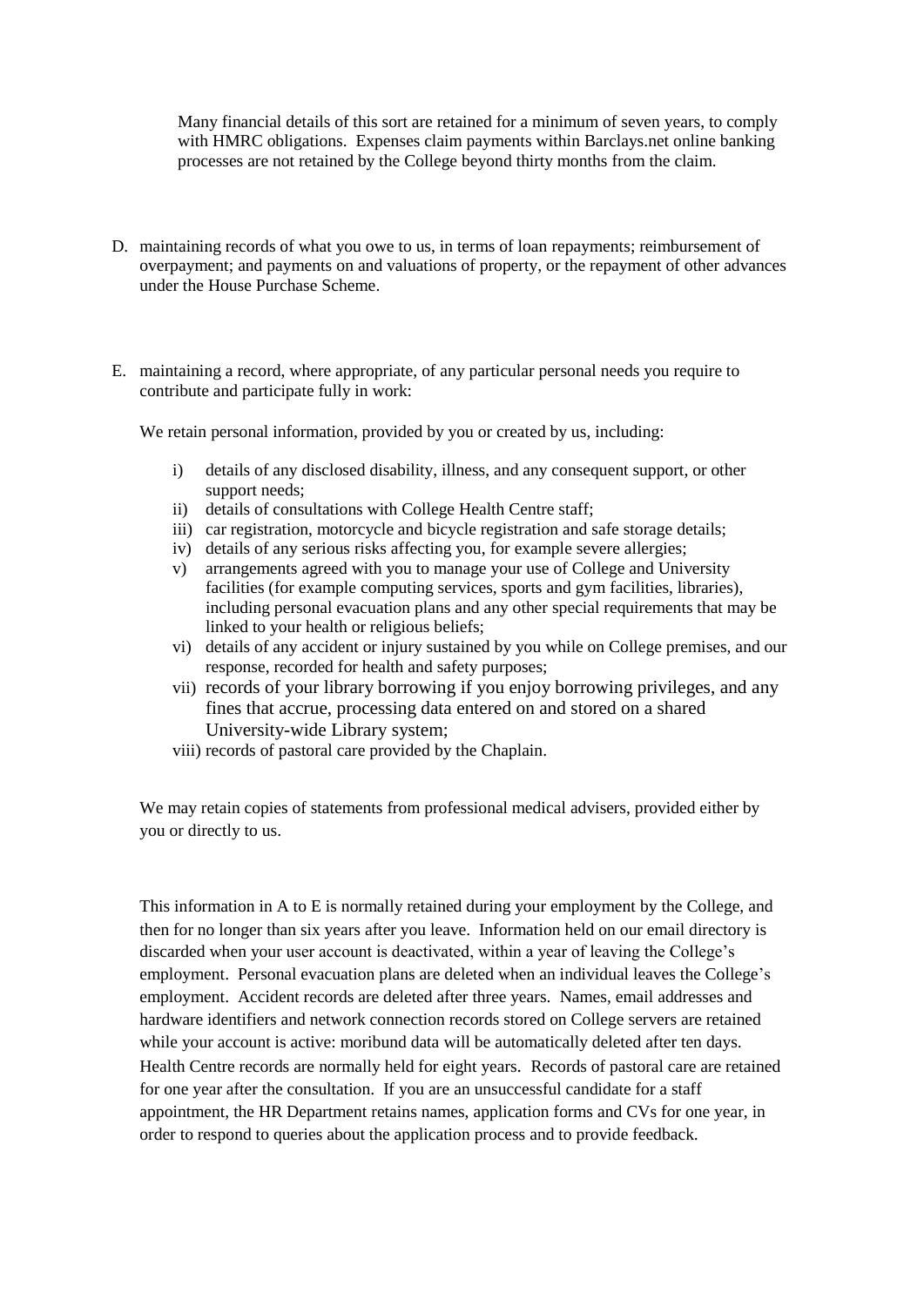Many financial details of this sort are retained for a minimum of seven years, to comply with HMRC obligations. Expenses claim payments within Barclays.net online banking processes are not retained by the College beyond thirty months from the claim.

D. maintaining records of what you owe to us, in terms of loan repayments; reimbursement of overpayment; and payments on and valuations of property, or the repayment of other advances under the House Purchase Scheme.

E. maintaining a record, where appropriate, of any particular personal needs you require to contribute and participate fully in work:

We retain personal information, provided by you or created by us, including:

i) details of any disclosed disability, illness, and any consequent support, or other support needs;
ii) details of consultations with College Health Centre staff;
iii) car registration, motorcycle and bicycle registration and safe storage details;
iv) details of any serious risks affecting you, for example severe allergies;
v) arrangements agreed with you to manage your use of College and University facilities (for example computing services, sports and gym facilities, libraries), including personal evacuation plans and any other special requirements that may be linked to your health or religious beliefs;
vi) details of any accident or injury sustained by you while on College premises, and our response, recorded for health and safety purposes;
vii) records of your library borrowing if you enjoy borrowing privileges, and any fines that accrue, processing data entered on and stored on a shared University-wide Library system;
viii) records of pastoral care provided by the Chaplain.

We may retain copies of statements from professional medical advisers, provided either by you or directly to us.

This information in A to E is normally retained during your employment by the College, and then for no longer than six years after you leave. Information held on our email directory is discarded when your user account is deactivated, within a year of leaving the College's employment. Personal evacuation plans are deleted when an individual leaves the College's employment. Accident records are deleted after three years. Names, email addresses and hardware identifiers and network connection records stored on College servers are retained while your account is active: moribund data will be automatically deleted after ten days. Health Centre records are normally held for eight years. Records of pastoral care are retained for one year after the consultation. If you are an unsuccessful candidate for a staff appointment, the HR Department retains names, application forms and CVs for one year, in order to respond to queries about the application process and to provide feedback.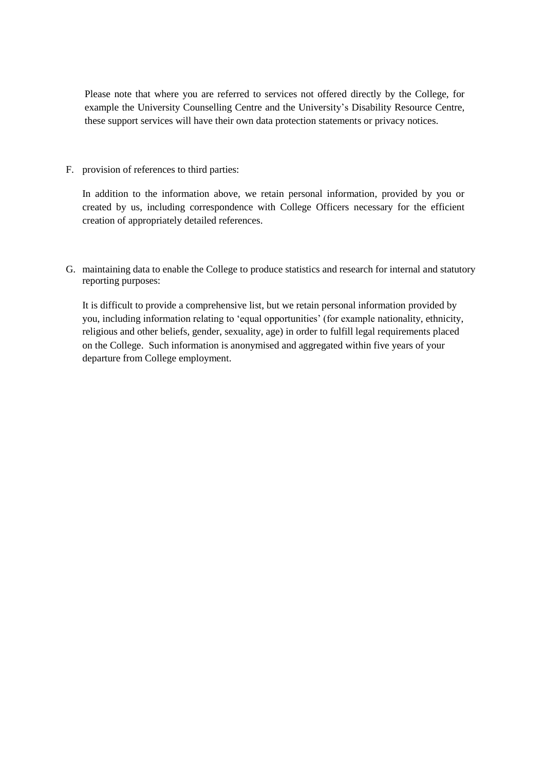Please note that where you are referred to services not offered directly by the College, for example the University Counselling Centre and the University's Disability Resource Centre, these support services will have their own data protection statements or privacy notices.

F. provision of references to third parties:

   In addition to the information above, we retain personal information, provided by you or created by us, including correspondence with College Officers necessary for the efficient creation of appropriately detailed references.

G. maintaining data to enable the College to produce statistics and research for internal and statutory reporting purposes:

   It is difficult to provide a comprehensive list, but we retain personal information provided by you, including information relating to 'equal opportunities' (for example nationality, ethnicity, religious and other beliefs, gender, sexuality, age) in order to fulfill legal requirements placed on the College. Such information is anonymised and aggregated within five years of your departure from College employment.